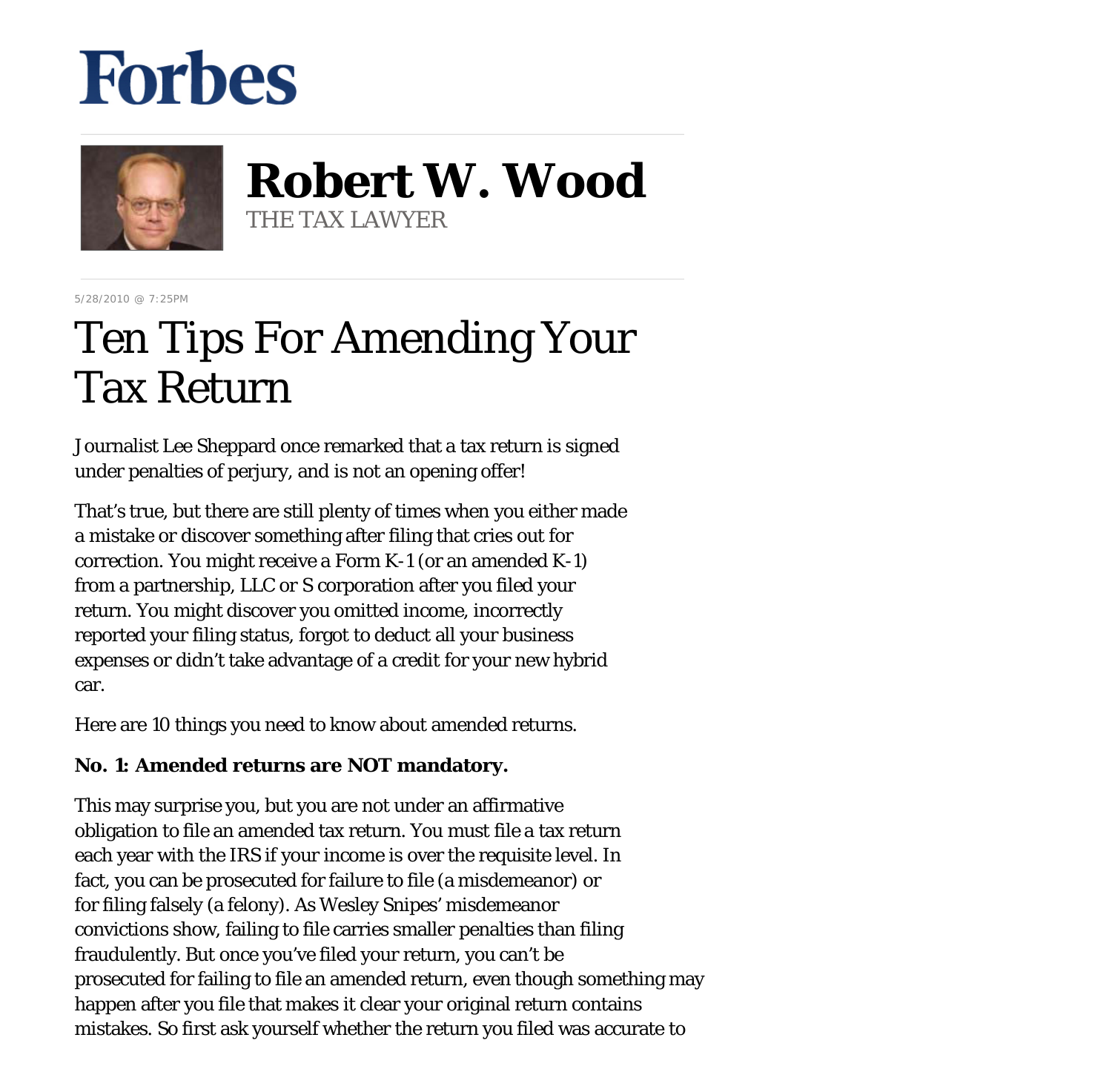Forbes

# Robert W. Wood

THE TAX LAWYER

5/28/2010 @ 7:25PM

# Ten Tips For Amending Your Tax Return

Journalist Lee Sheppard once remarked that a tax return is signed under penalties of perjury, and is not an opening offer!

That's true, but there are still plenty of times when you either made a mistake or discover something after filing that cries out for correction. You might receive a Form K-1 (or an amended K-1) from a partnership, LLC or S corporation after you filed your return. You might discover you omitted income, incorrectly reported your filing status, forgot to deduct all your business expenses or didn't take advantage of a credit for your new hybrid car.

Here are 10 things you need to know about amended returns.

**No. 1: Amended returns are NOT mandatory.**

This may surprise you, but you are not under an affirmative obligation to file an amended tax return. You must file a tax return each year with the IRS if your income is over the requisite level. In fact, you can be prosecuted for failure to file (a misdemeanor) or for filing falsely (a felony). As Wesley Snipes' misdemeanor convictions show, failing to file carries smaller penalties than filing fraudulently. But once you've filed your return, you can't be prosecuted for failing to file an amended return, even though something may happen after you file that makes it clear your original return contains mistakes. So first ask yourself whether the return you filed was accurate to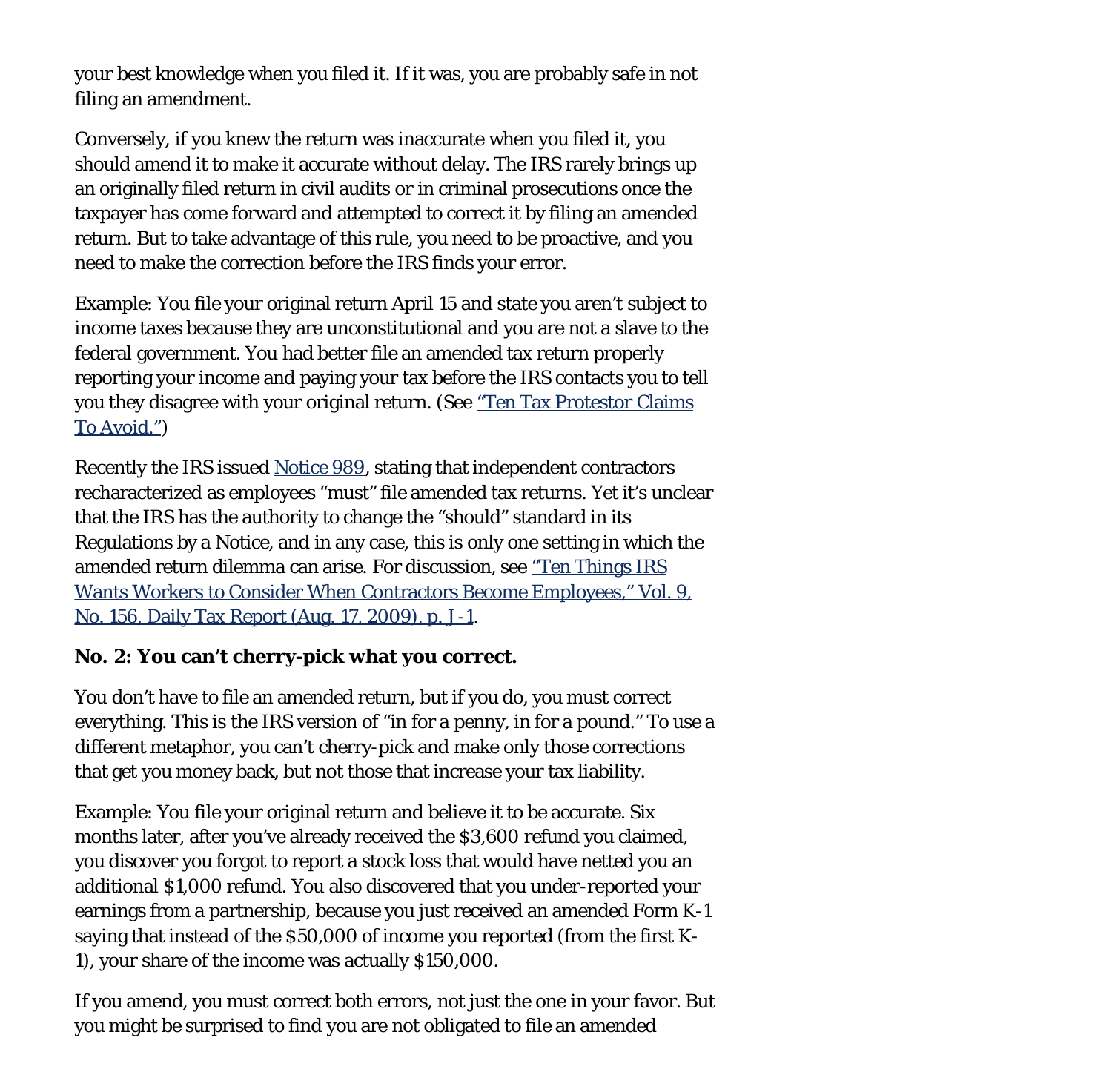your best knowledge when you filed it. If it was, you are probably safe in not filing an amendment.

Conversely, if you knew the return was inaccurate when you filed it, you should amend it to make it accurate without delay. The IRS rarely brings up an originally filed return in civil audits or in criminal prosecutions once the taxpayer has come forward and attempted to correct it by filing an amended return. But to take advantage of this rule, you need to be proactive, and you need to make the correction before the IRS finds your error.

Example: You file your original return April 15 and state you aren't subject to income taxes because they are unconstitutional and you are not a slave to the federal government. You had better file an amended tax return properly reporting your income and paying your tax before the IRS contacts you to tell you they disagree with your original return. (See "Ten Tax Protestor Claims To Avoid.")

Recently the IRS issued Notice 989, stating that independent contractors recharacterized as employees "must" file amended tax returns. Yet it's unclear that the IRS has the authority to change the "should" standard in its Regulations by a Notice, and in any case, this is only one setting in which the amended return dilemma can arise. For discussion, see "Ten Things IRS Wants Workers to Consider When Contractors Become Employees," Vol. 9, No. 156, Daily Tax Report (Aug. 17, 2009), p. J-1.

**No. 2: You can't cherry-pick what you correct.**

You don't have to file an amended return, but if you do, you must correct everything. This is the IRS version of "in for a penny, in for a pound." To use a different metaphor, you can't cherry-pick and make only those corrections that get you money back, but not those that increase your tax liability.

Example: You file your original return and believe it to be accurate. Six months later, after you've already received the $3,600 refund you claimed, you discover you forgot to report a stock loss that would have netted you an additional $1,000 refund. You also discovered that you under-reported your earnings from a partnership, because you just received an amended Form K-1 saying that instead of the $50,000 of income you reported (from the first K-1), your share of the income was actually $150,000.

If you amend, you must correct both errors, not just the one in your favor. But you might be surprised to find you are not obligated to file an amended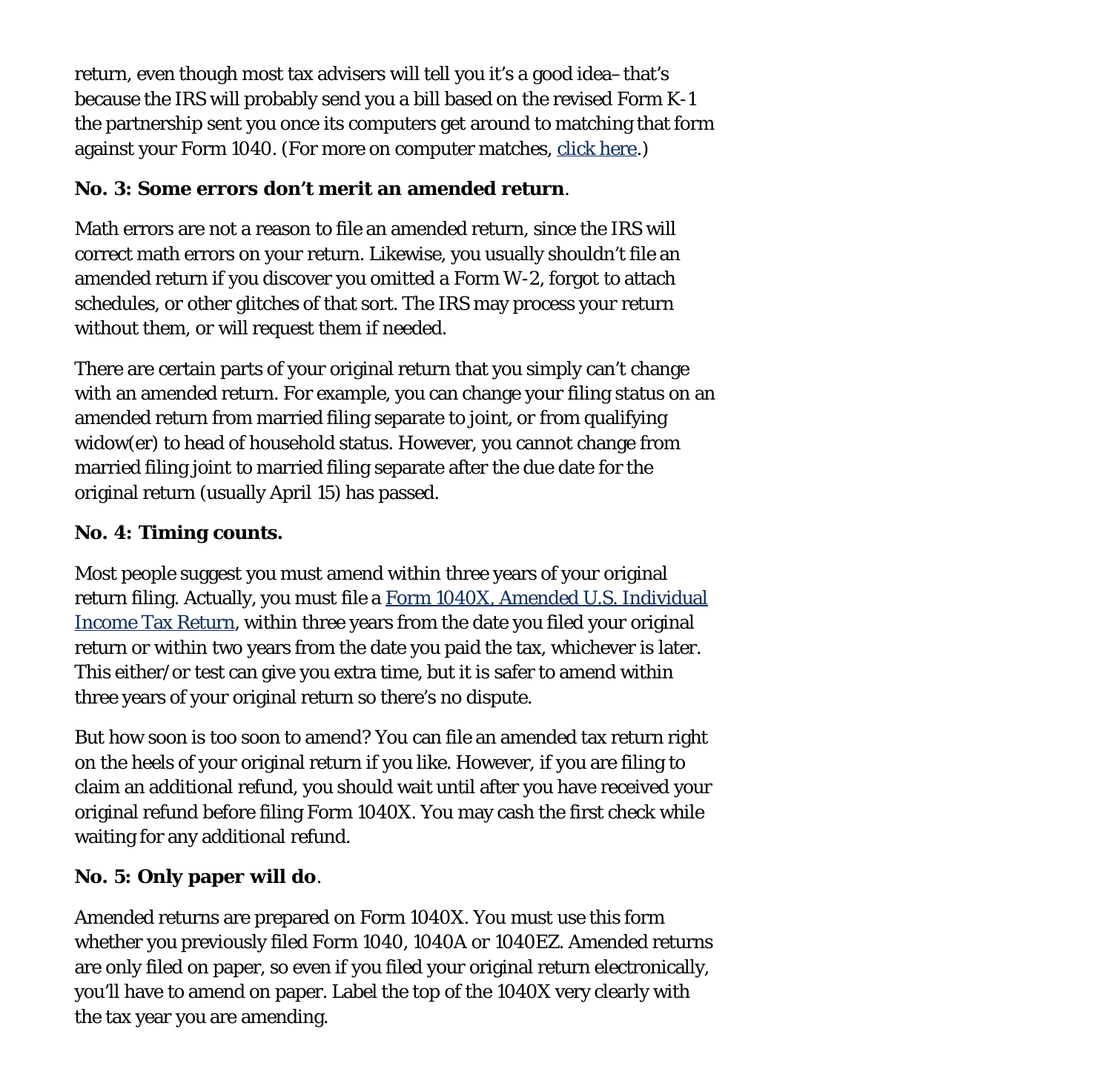return, even though most tax advisers will tell you it's a good idea–that's because the IRS will probably send you a bill based on the revised Form K-1 the partnership sent you once its computers get around to matching that form against your Form 1040. (For more on computer matches, click here.)

**No. 3: Some errors don't merit an amended return**.

Math errors are not a reason to file an amended return, since the IRS will correct math errors on your return. Likewise, you usually shouldn't file an amended return if you discover you omitted a Form W-2, forgot to attach schedules, or other glitches of that sort. The IRS may process your return without them, or will request them if needed.

There are certain parts of your original return that you simply can't change with an amended return. For example, you can change your filing status on an amended return from married filing separate to joint, or from qualifying widow(er) to head of household status. However, you cannot change from married filing joint to married filing separate after the due date for the original return (usually April 15) has passed.

**No. 4: Timing counts.**

Most people suggest you must amend within three years of your original return filing. Actually, you must file a Form 1040X, Amended U.S. Individual Income Tax Return, within three years from the date you filed your original return or within two years from the date you paid the tax, whichever is later. This either/or test can give you extra time, but it is safer to amend within three years of your original return so there's no dispute.

But how soon is too soon to amend? You can file an amended tax return right on the heels of your original return if you like. However, if you are filing to claim an additional refund, you should wait until after you have received your original refund before filing Form 1040X. You may cash the first check while waiting for any additional refund.

**No. 5: Only paper will do**.

Amended returns are prepared on Form 1040X. You must use this form whether you previously filed Form 1040, 1040A or 1040EZ. Amended returns are only filed on paper, so even if you filed your original return electronically, you'll have to amend on paper. Label the top of the 1040X very clearly with the tax year you are amending.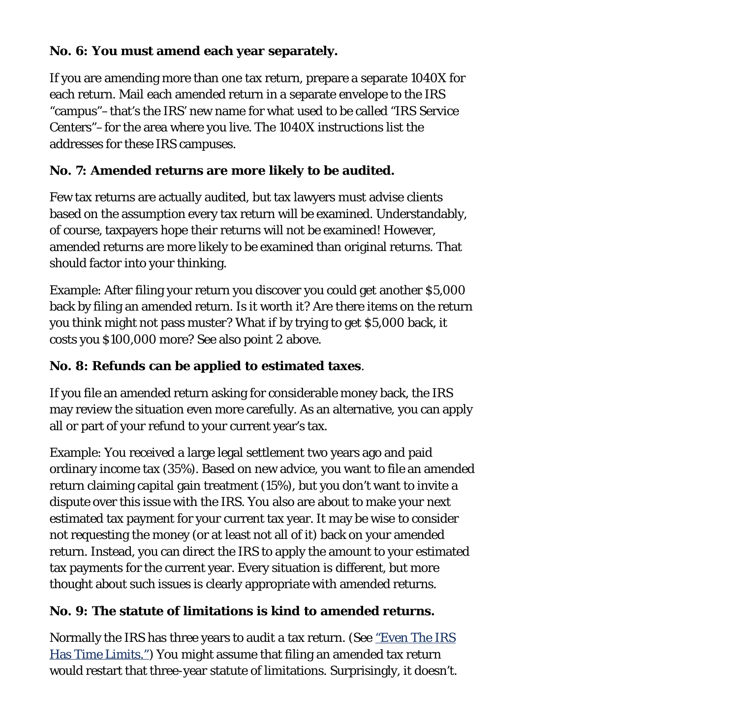**No. 6: You must amend each year separately.**

If you are amending more than one tax return, prepare a separate 1040X for each return. Mail each amended return in a separate envelope to the IRS "campus"– that's the IRS' new name for what used to be called "IRS Service Centers"– for the area where you live. The 1040X instructions list the addresses for these IRS campuses.

**No. 7: Amended returns are more likely to be audited.**

Few tax returns are actually audited, but tax lawyers must advise clients based on the assumption every tax return will be examined. Understandably, of course, taxpayers hope their returns will not be examined! However, amended returns are more likely to be examined than original returns. That should factor into your thinking.

Example: After filing your return you discover you could get another $5,000 back by filing an amended return. Is it worth it? Are there items on the return you think might not pass muster? What if by trying to get $5,000 back, it costs you $100,000 more? See also point 2 above.

**No. 8: Refunds can be applied to estimated taxes**.

If you file an amended return asking for considerable money back, the IRS may review the situation even more carefully. As an alternative, you can apply all or part of your refund to your current year's tax.

Example: You received a large legal settlement two years ago and paid ordinary income tax (35%). Based on new advice, you want to file an amended return claiming capital gain treatment (15%), but you don't want to invite a dispute over this issue with the IRS. You also are about to make your next estimated tax payment for your current tax year. It may be wise to consider not requesting the money (or at least not all of it) back on your amended return. Instead, you can direct the IRS to apply the amount to your estimated tax payments for the current year. Every situation is different, but more thought about such issues is clearly appropriate with amended returns.

**No. 9: The statute of limitations is kind to amended returns.**

Normally the IRS has three years to audit a tax return. (See "Even The IRS Has Time Limits.") You might assume that filing an amended tax return would restart that three-year statute of limitations. Surprisingly, it doesn't.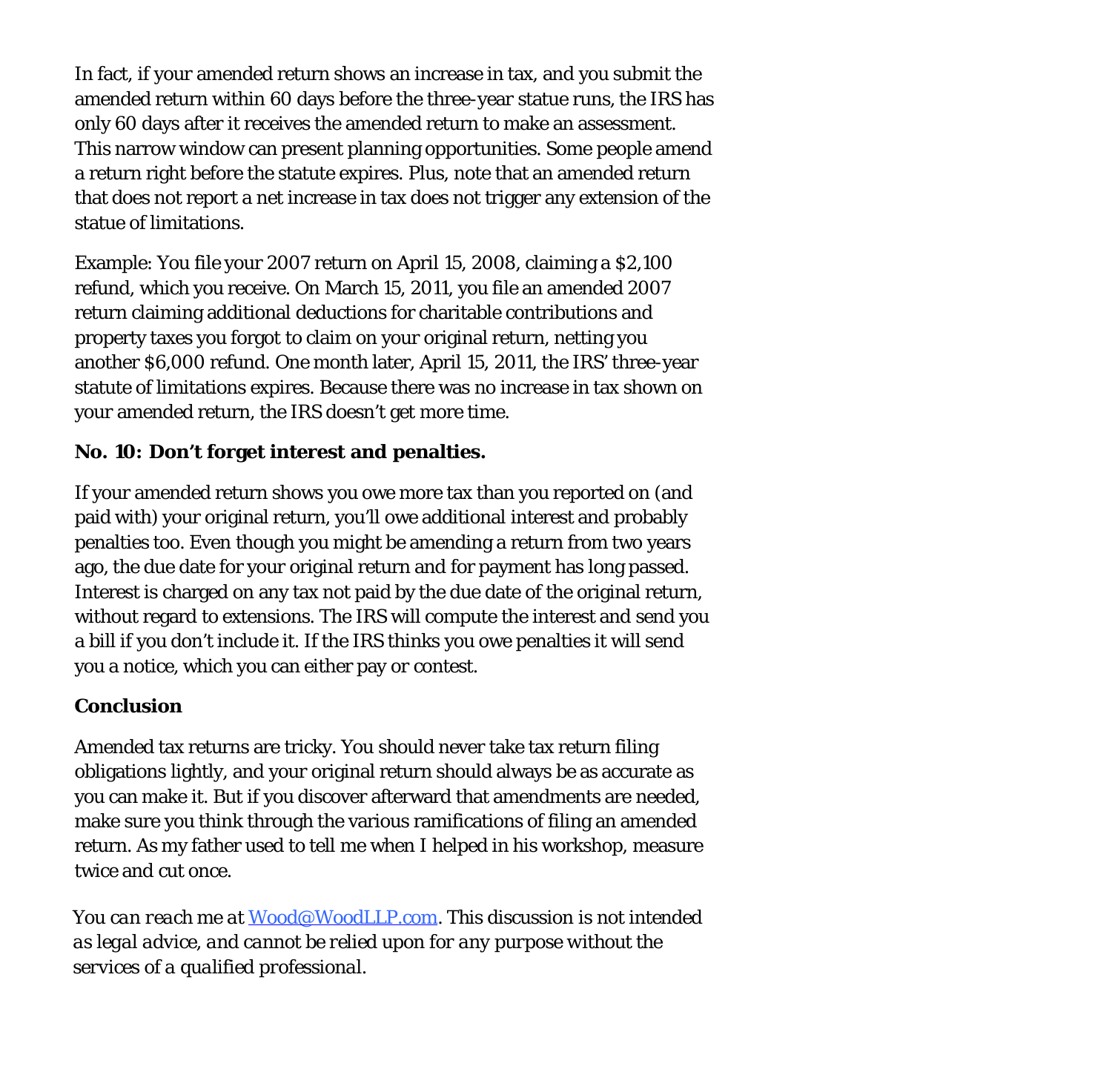In fact, if your amended return shows an increase in tax, and you submit the amended return within 60 days before the three-year statue runs, the IRS has only 60 days after it receives the amended return to make an assessment. This narrow window can present planning opportunities. Some people amend a return right before the statute expires. Plus, note that an amended return that does not report a net increase in tax does not trigger any extension of the statue of limitations.

Example: You file your 2007 return on April 15, 2008, claiming a $2,100 refund, which you receive. On March 15, 2011, you file an amended 2007 return claiming additional deductions for charitable contributions and property taxes you forgot to claim on your original return, netting you another $6,000 refund. One month later, April 15, 2011, the IRS' three-year statute of limitations expires. Because there was no increase in tax shown on your amended return, the IRS doesn't get more time.

**No. 10: Don't forget interest and penalties.**

If your amended return shows you owe more tax than you reported on (and paid with) your original return, you'll owe additional interest and probably penalties too. Even though you might be amending a return from two years ago, the due date for your original return and for payment has long passed. Interest is charged on any tax not paid by the due date of the original return, without regard to extensions. The IRS will compute the interest and send you a bill if you don't include it. If the IRS thinks you owe penalties it will send you a notice, which you can either pay or contest.

**Conclusion**

Amended tax returns are tricky. You should never take tax return filing obligations lightly, and your original return should always be as accurate as you can make it. But if you discover afterward that amendments are needed, make sure you think through the various ramifications of filing an amended return. As my father used to tell me when I helped in his workshop, measure twice and cut once.

*You can reach me at* [Wood@WoodLLP.com](mailto:Wood@WoodLLP.com). *This discussion is not intended as legal advice, and cannot be relied upon for any purpose without the services of a qualified professional.*